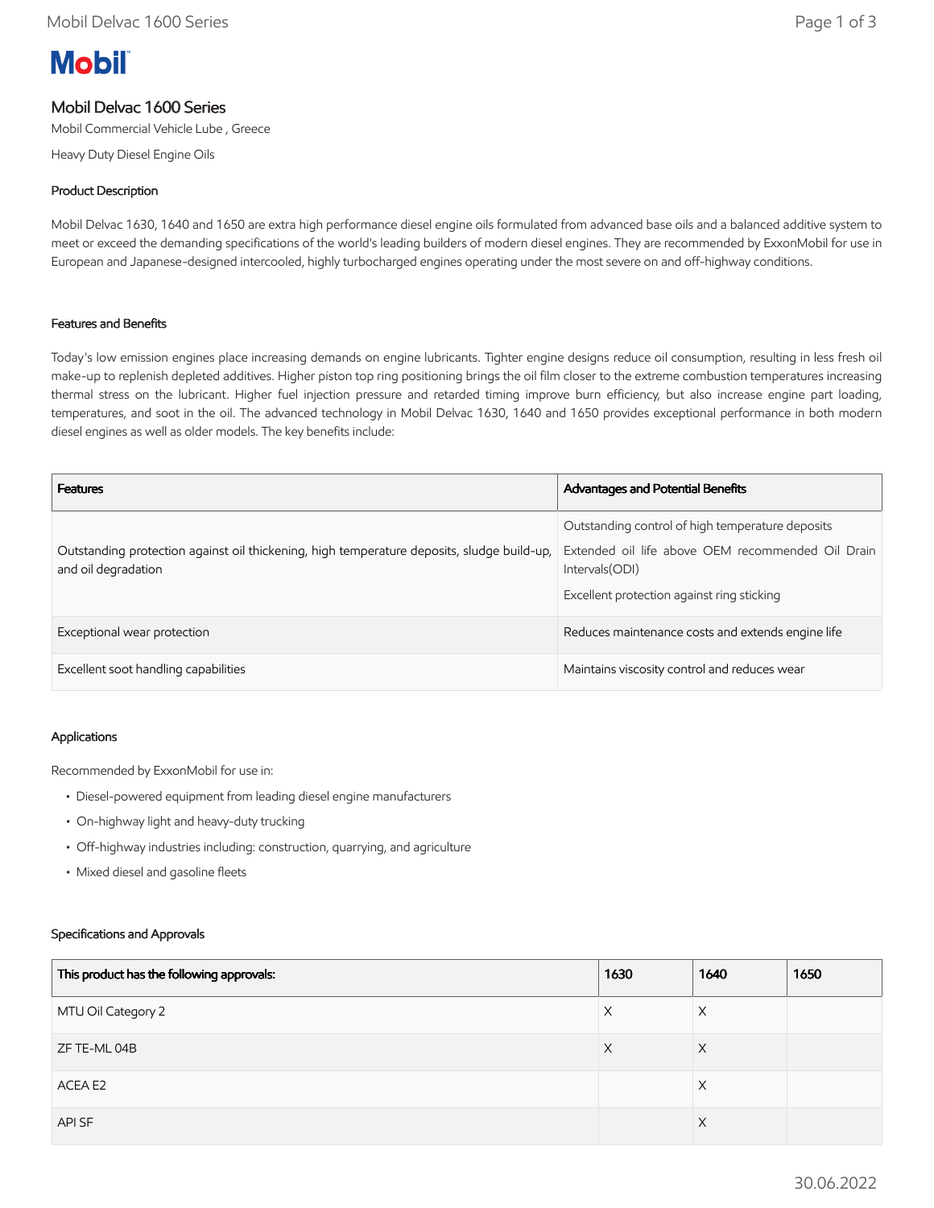# Mobil Delvac 1600 Series

Mobil Commercial Vehicle Lube , Greece

Heavy Duty Diesel Engine Oils

## Product Description

Mobil Delvac 1630, 1640 and 1650 are extra high performance diesel engine oils formulated from advanced base oils and a balanced additive system to meet or exceed the demanding specifications of the world's leading builders of modern diesel engines. They are recommended by ExxonMobil for use in European and Japanese-designed intercooled, highly turbocharged engines operating under the most severe on and off-highway conditions.

## Features and Benefits

Today's low emission engines place increasing demands on engine lubricants. Tighter engine designs reduce oil consumption, resulting in less fresh oil make-up to replenish depleted additives. Higher piston top ring positioning brings the oil film closer to the extreme combustion temperatures increasing thermal stress on the lubricant. Higher fuel injection pressure and retarded timing improve burn efficiency, but also increase engine part loading, temperatures, and soot in the oil. The advanced technology in Mobil Delvac 1630, 1640 and 1650 provides exceptional performance in both modern diesel engines as well as older models. The key benefits include:

| Features | Advantages and Potential Benefits |
| --- | --- |
| Outstanding protection against oil thickening, high temperature deposits, sludge build-up, and oil degradation | Outstanding control of high temperature deposits<br>Extended oil life above OEM recommended Oil Drain Intervals(ODI)<br>Excellent protection against ring sticking |
| Exceptional wear protection | Reduces maintenance costs and extends engine life |
| Excellent soot handling capabilities | Maintains viscosity control and reduces wear |

## Applications

Recommended by ExxonMobil for use in:

- Diesel-powered equipment from leading diesel engine manufacturers
- On-highway light and heavy-duty trucking
- Off-highway industries including: construction, quarrying, and agriculture
- Mixed diesel and gasoline fleets

## Specifications and Approvals

| This product has the following approvals: | 1630 | 1640 | 1650 |
| --- | --- | --- | --- |
| MTU Oil Category 2 | X | X | |
| ZF TE-ML 04B | X | X | |
| ACEA E2 | | X | |
| API SF | | X | |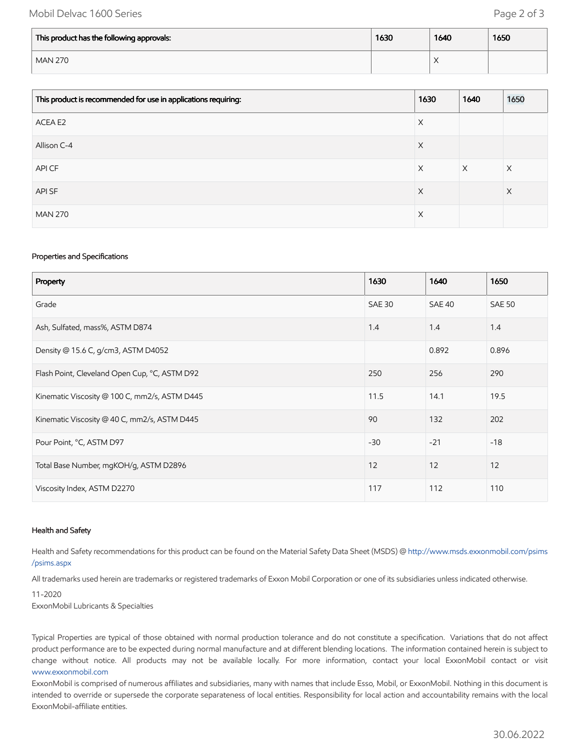| This product has the following approvals: | 1630 | 1640 | 1650 |
|---|---|---|---|
| MAN 270 | | X | |

| This product is recommended for use in applications requiring: | 1630 | 1640 | 1650 |
|---|---|---|---|
| ACEA E2 | X | | |
| Allison C-4 | X | | |
| API CF | X | X | X |
| API SF | X | | X |
| MAN 270 | X | | |

### Properties and Specifications

| Property | 1630 | 1640 | 1650 |
|---|---|---|---|
| Grade | SAE 30 | SAE 40 | SAE 50 |
| Ash, Sulfated, mass%, ASTM D874 | 1.4 | 1.4 | 1.4 |
| Density @ 15.6 C, g/cm3, ASTM D4052 | | 0.892 | 0.896 |
| Flash Point, Cleveland Open Cup, °C, ASTM D92 | 250 | 256 | 290 |
| Kinematic Viscosity @ 100 C, mm2/s, ASTM D445 | 11.5 | 14.1 | 19.5 |
| Kinematic Viscosity @ 40 C, mm2/s, ASTM D445 | 90 | 132 | 202 |
| Pour Point, °C, ASTM D97 | -30 | -21 | -18 |
| Total Base Number, mgKOH/g, ASTM D2896 | 12 | 12 | 12 |
| Viscosity Index, ASTM D2270 | 117 | 112 | 110 |

### Health and Safety

Health and Safety recommendations for this product can be found on the Material Safety Data Sheet (MSDS) @ http://www.msds.exxonmobil.com/psims/psims.aspx

All trademarks used herein are trademarks or registered trademarks of Exxon Mobil Corporation or one of its subsidiaries unless indicated otherwise.

11-2020
ExxonMobil Lubricants & Specialties

Typical Properties are typical of those obtained with normal production tolerance and do not constitute a specification. Variations that do not affect product performance are to be expected during normal manufacture and at different blending locations. The information contained herein is subject to change without notice. All products may not be available locally. For more information, contact your local ExxonMobil contact or visit www.exxonmobil.com

ExxonMobil is comprised of numerous affiliates and subsidiaries, many with names that include Esso, Mobil, or ExxonMobil. Nothing in this document is intended to override or supersede the corporate separateness of local entities. Responsibility for local action and accountability remains with the local ExxonMobil-affiliate entities.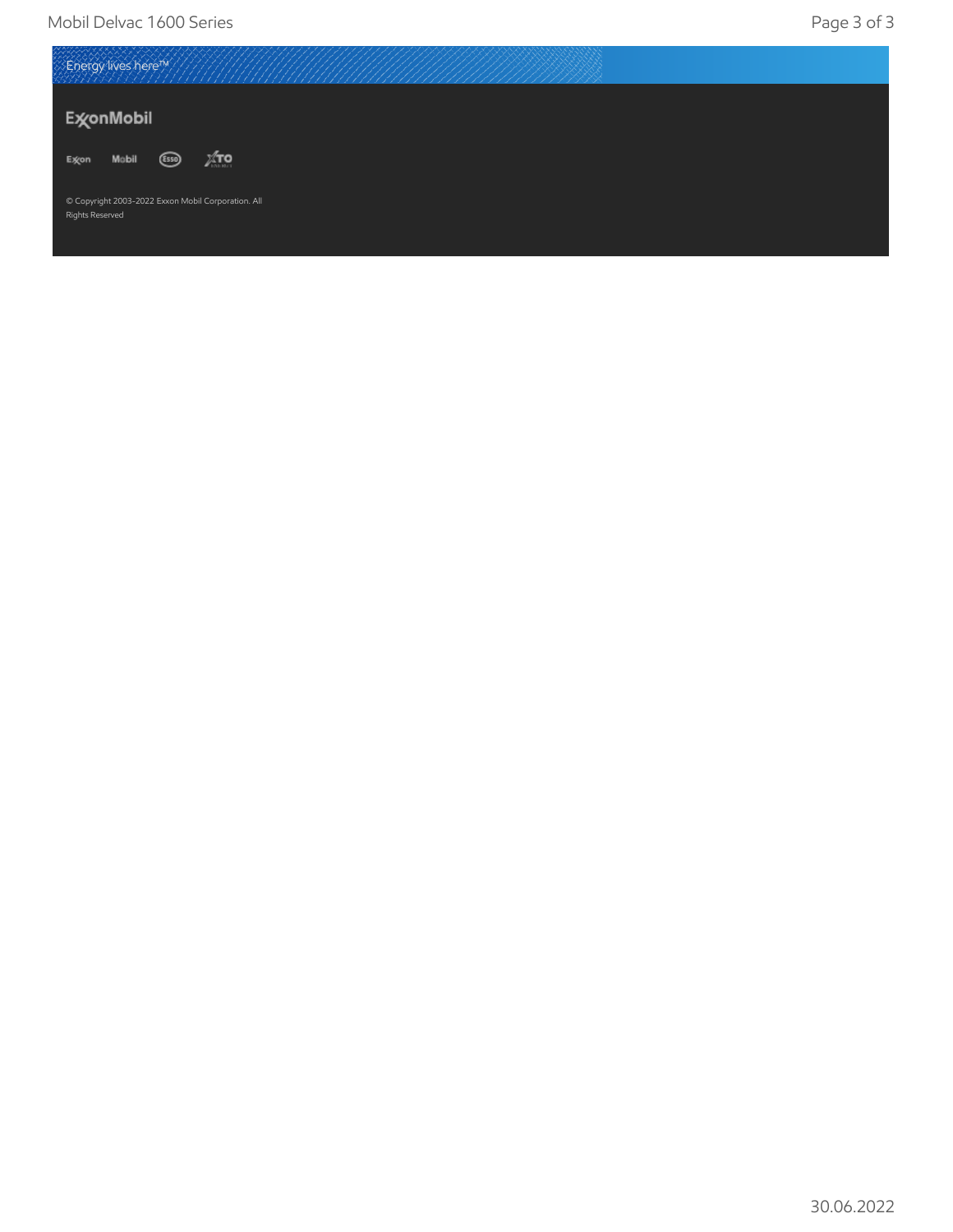Energy lives here™

ExxonMobil

Exxon Mobil Esso XTO

© Copyright 2003-2022 Exxon Mobil Corporation. All Rights Reserved